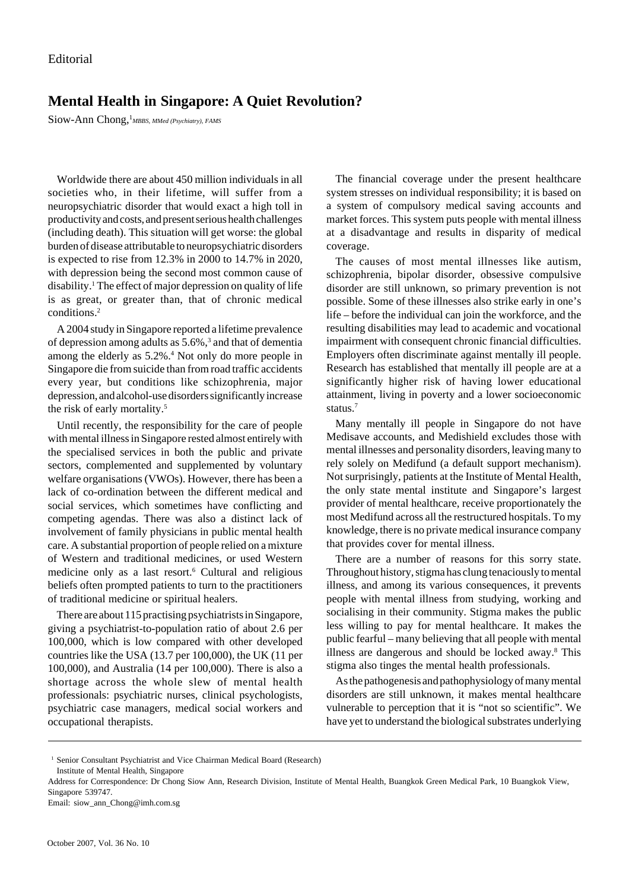Editorial

# Mental Health in Singapore: A Quiet Revolution?

Siow-Ann Chong,[1] *MBBS, MMed (Psychiatry), FAMS*

Worldwide there are about 450 million individuals in all societies who, in their lifetime, will suffer from a neuropsychiatric disorder that would exact a high toll in productivity and costs, and present serious health challenges (including death). This situation will get worse: the global burden of disease attributable to neuropsychiatric disorders is expected to rise from 12.3% in 2000 to 14.7% in 2020, with depression being the second most common cause of disability.[1] The effect of major depression on quality of life is as great, or greater than, that of chronic medical conditions.[2]

A 2004 study in Singapore reported a lifetime prevalence of depression among adults as 5.6%,[3] and that of dementia among the elderly as 5.2%.[4] Not only do more people in Singapore die from suicide than from road traffic accidents every year, but conditions like schizophrenia, major depression, and alcohol-use disorders significantly increase the risk of early mortality.[5]

Until recently, the responsibility for the care of people with mental illness in Singapore rested almost entirely with the specialised services in both the public and private sectors, complemented and supplemented by voluntary welfare organisations (VWOs). However, there has been a lack of co-ordination between the different medical and social services, which sometimes have conflicting and competing agendas. There was also a distinct lack of involvement of family physicians in public mental health care. A substantial proportion of people relied on a mixture of Western and traditional medicines, or used Western medicine only as a last resort.[6] Cultural and religious beliefs often prompted patients to turn to the practitioners of traditional medicine or spiritual healers.

There are about 115 practising psychiatrists in Singapore, giving a psychiatrist-to-population ratio of about 2.6 per 100,000, which is low compared with other developed countries like the USA (13.7 per 100,000), the UK (11 per 100,000), and Australia (14 per 100,000). There is also a shortage across the whole slew of mental health professionals: psychiatric nurses, clinical psychologists, psychiatric case managers, medical social workers and occupational therapists.

The financial coverage under the present healthcare system stresses on individual responsibility; it is based on a system of compulsory medical saving accounts and market forces. This system puts people with mental illness at a disadvantage and results in disparity of medical coverage.

The causes of most mental illnesses like autism, schizophrenia, bipolar disorder, obsessive compulsive disorder are still unknown, so primary prevention is not possible. Some of these illnesses also strike early in one's life – before the individual can join the workforce, and the resulting disabilities may lead to academic and vocational impairment with consequent chronic financial difficulties. Employers often discriminate against mentally ill people. Research has established that mentally ill people are at a significantly higher risk of having lower educational attainment, living in poverty and a lower socioeconomic status.[7]

Many mentally ill people in Singapore do not have Medisave accounts, and Medishield excludes those with mental illnesses and personality disorders, leaving many to rely solely on Medifund (a default support mechanism). Not surprisingly, patients at the Institute of Mental Health, the only state mental institute and Singapore's largest provider of mental healthcare, receive proportionately the most Medifund across all the restructured hospitals. To my knowledge, there is no private medical insurance company that provides cover for mental illness.

There are a number of reasons for this sorry state. Throughout history, stigma has clung tenaciously to mental illness, and among its various consequences, it prevents people with mental illness from studying, working and socialising in their community. Stigma makes the public less willing to pay for mental healthcare. It makes the public fearful – many believing that all people with mental illness are dangerous and should be locked away.[8] This stigma also tinges the mental health professionals.

As the pathogenesis and pathophysiology of many mental disorders are still unknown, it makes mental healthcare vulnerable to perception that it is "not so scientific". We have yet to understand the biological substrates underlying

---

[1] Senior Consultant Psychiatrist and Vice Chairman Medical Board (Research)
Institute of Mental Health, Singapore

Address for Correspondence: Dr Chong Siow Ann, Research Division, Institute of Mental Health, Buangkok Green Medical Park, 10 Buangkok View, Singapore 539747.

Email: siow_ann_Chong@imh.com.sg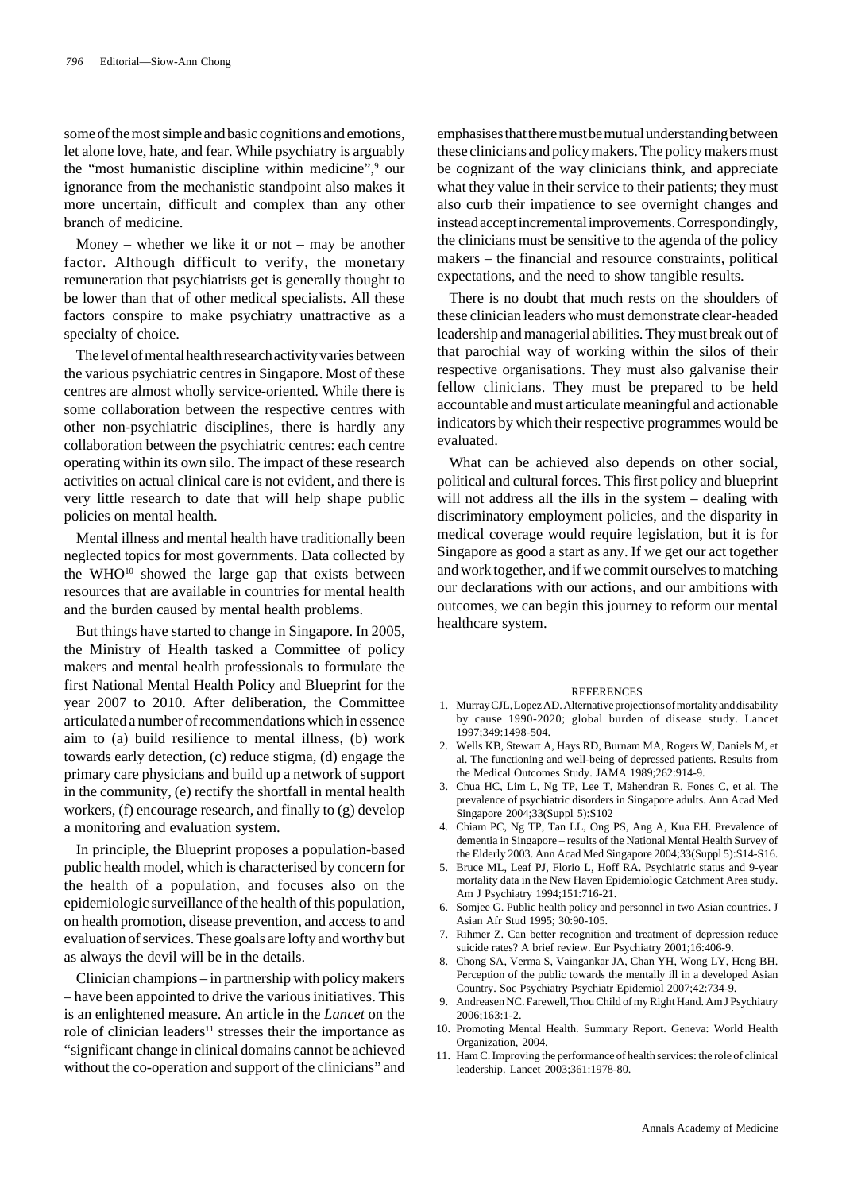some of the most simple and basic cognitions and emotions, let alone love, hate, and fear. While psychiatry is arguably the "most humanistic discipline within medicine",[9] our ignorance from the mechanistic standpoint also makes it more uncertain, difficult and complex than any other branch of medicine.

Money – whether we like it or not – may be another factor. Although difficult to verify, the monetary remuneration that psychiatrists get is generally thought to be lower than that of other medical specialists. All these factors conspire to make psychiatry unattractive as a specialty of choice.

The level of mental health research activity varies between the various psychiatric centres in Singapore. Most of these centres are almost wholly service-oriented. While there is some collaboration between the respective centres with other non-psychiatric disciplines, there is hardly any collaboration between the psychiatric centres: each centre operating within its own silo. The impact of these research activities on actual clinical care is not evident, and there is very little research to date that will help shape public policies on mental health.

Mental illness and mental health have traditionally been neglected topics for most governments. Data collected by the WHO[10] showed the large gap that exists between resources that are available in countries for mental health and the burden caused by mental health problems.

But things have started to change in Singapore. In 2005, the Ministry of Health tasked a Committee of policy makers and mental health professionals to formulate the first National Mental Health Policy and Blueprint for the year 2007 to 2010. After deliberation, the Committee articulated a number of recommendations which in essence aim to (a) build resilience to mental illness, (b) work towards early detection, (c) reduce stigma, (d) engage the primary care physicians and build up a network of support in the community, (e) rectify the shortfall in mental health workers, (f) encourage research, and finally to (g) develop a monitoring and evaluation system.

In principle, the Blueprint proposes a population-based public health model, which is characterised by concern for the health of a population, and focuses also on the epidemiologic surveillance of the health of this population, on health promotion, disease prevention, and access to and evaluation of services. These goals are lofty and worthy but as always the devil will be in the details.

Clinician champions – in partnership with policy makers – have been appointed to drive the various initiatives. This is an enlightened measure. An article in the *Lancet* on the role of clinician leaders[11] stresses their the importance as "significant change in clinical domains cannot be achieved without the co-operation and support of the clinicians" and emphasises that there must be mutual understanding between these clinicians and policy makers. The policy makers must be cognizant of the way clinicians think, and appreciate what they value in their service to their patients; they must also curb their impatience to see overnight changes and instead accept incremental improvements. Correspondingly, the clinicians must be sensitive to the agenda of the policy makers – the financial and resource constraints, political expectations, and the need to show tangible results.

There is no doubt that much rests on the shoulders of these clinician leaders who must demonstrate clear-headed leadership and managerial abilities. They must break out of that parochial way of working within the silos of their respective organisations. They must also galvanise their fellow clinicians. They must be prepared to be held accountable and must articulate meaningful and actionable indicators by which their respective programmes would be evaluated.

What can be achieved also depends on other social, political and cultural forces. This first policy and blueprint will not address all the ills in the system – dealing with discriminatory employment policies, and the disparity in medical coverage would require legislation, but it is for Singapore as good a start as any. If we get our act together and work together, and if we commit ourselves to matching our declarations with our actions, and our ambitions with outcomes, we can begin this journey to reform our mental healthcare system.

## REFERENCES

1. Murray CJL, Lopez AD. Alternative projections of mortality and disability by cause 1990-2020; global burden of disease study. Lancet 1997;349:1498-504.
2. Wells KB, Stewart A, Hays RD, Burnam MA, Rogers W, Daniels M, et al. The functioning and well-being of depressed patients. Results from the Medical Outcomes Study. JAMA 1989;262:914-9.
3. Chua HC, Lim L, Ng TP, Lee T, Mahendran R, Fones C, et al. The prevalence of psychiatric disorders in Singapore adults. Ann Acad Med Singapore 2004;33(Suppl 5):S102
4. Chiam PC, Ng TP, Tan LL, Ong PS, Ang A, Kua EH. Prevalence of dementia in Singapore – results of the National Mental Health Survey of the Elderly 2003. Ann Acad Med Singapore 2004;33(Suppl 5):S14-S16.
5. Bruce ML, Leaf PJ, Florio L, Hoff RA. Psychiatric status and 9-year mortality data in the New Haven Epidemiologic Catchment Area study. Am J Psychiatry 1994;151:716-21.
6. Somjee G. Public health policy and personnel in two Asian countries. J Asian Afr Stud 1995; 30:90-105.
7. Rihmer Z. Can better recognition and treatment of depression reduce suicide rates? A brief review. Eur Psychiatry 2001;16:406-9.
8. Chong SA, Verma S, Vaingankar JA, Chan YH, Wong LY, Heng BH. Perception of the public towards the mentally ill in a developed Asian Country. Soc Psychiatry Psychiatr Epidemiol 2007;42:734-9.
9. Andreasen NC. Farewell, Thou Child of my Right Hand. Am J Psychiatry 2006;163:1-2.
10. Promoting Mental Health. Summary Report. Geneva: World Health Organization, 2004.
11. Ham C. Improving the performance of health services: the role of clinical leadership. Lancet 2003;361:1978-80.